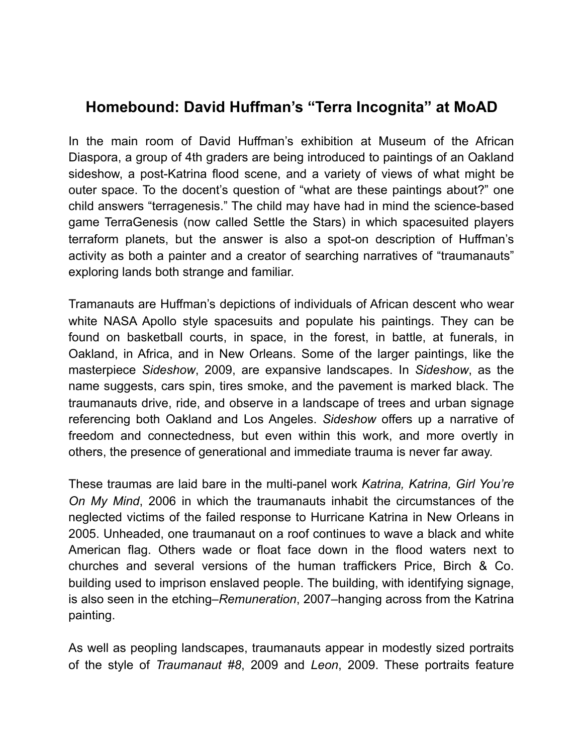# Homebound: David Huffman's "Terra Incognita" at MoAD

In the main room of David Huffman's exhibition at Museum of the African Diaspora, a group of 4th graders are being introduced to paintings of an Oakland sideshow, a post-Katrina flood scene, and a variety of views of what might be outer space. To the docent's question of "what are these paintings about?" one child answers "terragenesis." The child may have had in mind the science-based game TerraGenesis (now called Settle the Stars) in which spacesuited players terraform planets, but the answer is also a spot-on description of Huffman's activity as both a painter and a creator of searching narratives of "traumanauts" exploring lands both strange and familiar.

Tramanauts are Huffman's depictions of individuals of African descent who wear white NASA Apollo style spacesuits and populate his paintings. They can be found on basketball courts, in space, in the forest, in battle, at funerals, in Oakland, in Africa, and in New Orleans. Some of the larger paintings, like the masterpiece *Sideshow*, 2009, are expansive landscapes. In *Sideshow*, as the name suggests, cars spin, tires smoke, and the pavement is marked black. The traumanauts drive, ride, and observe in a landscape of trees and urban signage referencing both Oakland and Los Angeles. *Sideshow* offers up a narrative of freedom and connectedness, but even within this work, and more overtly in others, the presence of generational and immediate trauma is never far away.

These traumas are laid bare in the multi-panel work *Katrina, Katrina, Girl You're On My Mind*, 2006 in which the traumanauts inhabit the circumstances of the neglected victims of the failed response to Hurricane Katrina in New Orleans in 2005. Unheaded, one traumanaut on a roof continues to wave a black and white American flag. Others wade or float face down in the flood waters next to churches and several versions of the human traffickers Price, Birch & Co. building used to imprison enslaved people. The building, with identifying signage, is also seen in the etching–*Remuneration*, 2007–hanging across from the Katrina painting.

As well as peopling landscapes, traumanauts appear in modestly sized portraits of the style of *Traumanaut #8*, 2009 and *Leon*, 2009. These portraits feature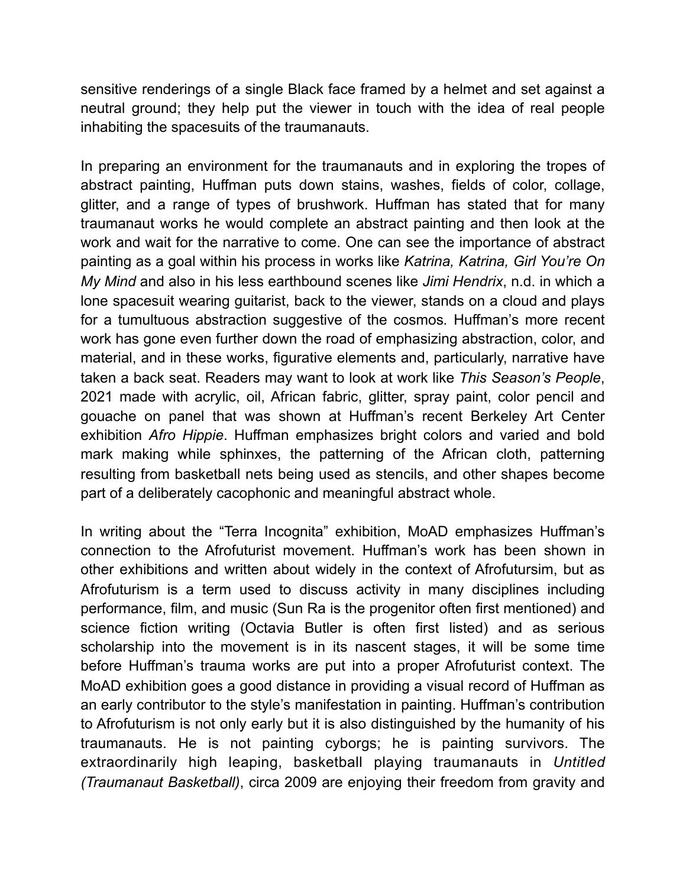sensitive renderings of a single Black face framed by a helmet and set against a neutral ground; they help put the viewer in touch with the idea of real people inhabiting the spacesuits of the traumanauts.

In preparing an environment for the traumanauts and in exploring the tropes of abstract painting, Huffman puts down stains, washes, fields of color, collage, glitter, and a range of types of brushwork. Huffman has stated that for many traumanaut works he would complete an abstract painting and then look at the work and wait for the narrative to come. One can see the importance of abstract painting as a goal within his process in works like *Katrina, Katrina, Girl You're On My Mind* and also in his less earthbound scenes like *Jimi Hendrix*, n.d. in which a lone spacesuit wearing guitarist, back to the viewer, stands on a cloud and plays for a tumultuous abstraction suggestive of the cosmos. Huffman's more recent work has gone even further down the road of emphasizing abstraction, color, and material, and in these works, figurative elements and, particularly, narrative have taken a back seat. Readers may want to look at work like *This Season's People*, 2021 made with acrylic, oil, African fabric, glitter, spray paint, color pencil and gouache on panel that was shown at Huffman's recent Berkeley Art Center exhibition *Afro Hippie*. Huffman emphasizes bright colors and varied and bold mark making while sphinxes, the patterning of the African cloth, patterning resulting from basketball nets being used as stencils, and other shapes become part of a deliberately cacophonic and meaningful abstract whole.

In writing about the "Terra Incognita" exhibition, MoAD emphasizes Huffman's connection to the Afrofuturist movement. Huffman's work has been shown in other exhibitions and written about widely in the context of Afrofutursim, but as Afrofuturism is a term used to discuss activity in many disciplines including performance, film, and music (Sun Ra is the progenitor often first mentioned) and science fiction writing (Octavia Butler is often first listed) and as serious scholarship into the movement is in its nascent stages, it will be some time before Huffman's trauma works are put into a proper Afrofuturist context. The MoAD exhibition goes a good distance in providing a visual record of Huffman as an early contributor to the style's manifestation in painting. Huffman's contribution to Afrofuturism is not only early but it is also distinguished by the humanity of his traumanauts. He is not painting cyborgs; he is painting survivors. The extraordinarily high leaping, basketball playing traumanauts in *Untitled (Traumanaut Basketball)*, circa 2009 are enjoying their freedom from gravity and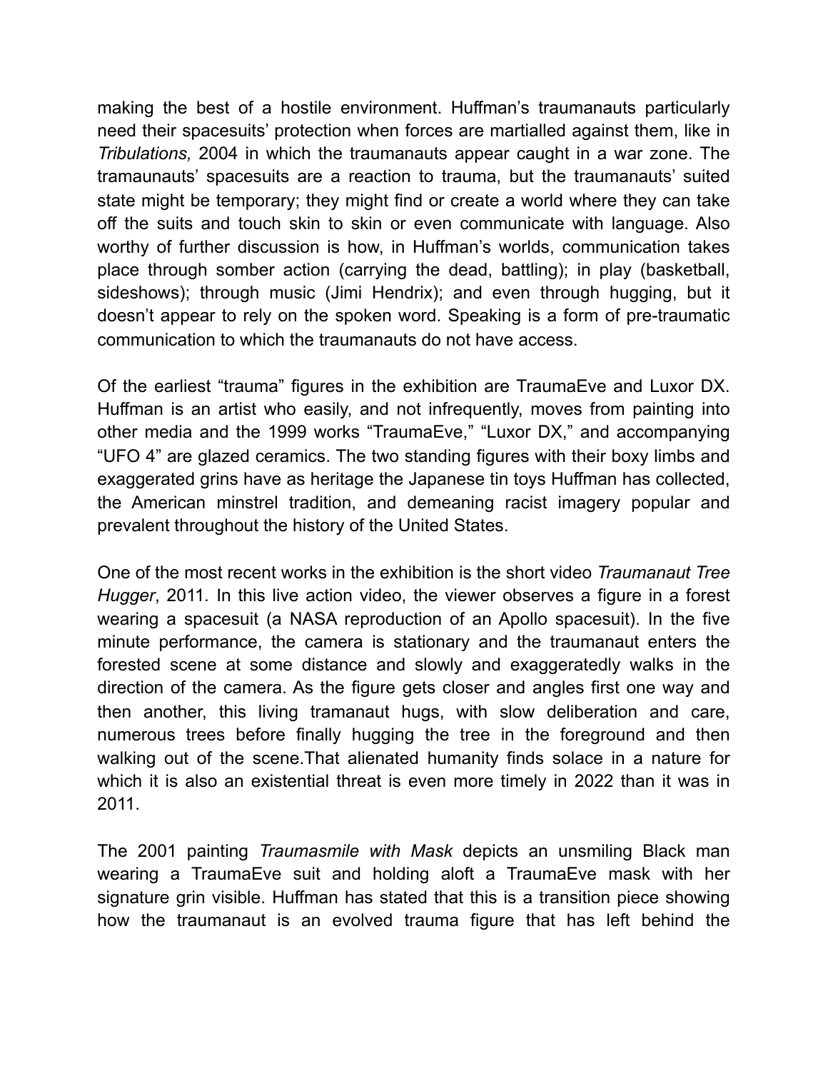making the best of a hostile environment. Huffman's traumanauts particularly need their spacesuits' protection when forces are martialled against them, like in *Tribulations,* 2004 in which the traumanauts appear caught in a war zone. The tramaunauts' spacesuits are a reaction to trauma, but the traumanauts' suited state might be temporary; they might find or create a world where they can take off the suits and touch skin to skin or even communicate with language. Also worthy of further discussion is how, in Huffman's worlds, communication takes place through somber action (carrying the dead, battling); in play (basketball, sideshows); through music (Jimi Hendrix); and even through hugging, but it doesn't appear to rely on the spoken word. Speaking is a form of pre-traumatic communication to which the traumanauts do not have access.

Of the earliest "trauma" figures in the exhibition are TraumaEve and Luxor DX. Huffman is an artist who easily, and not infrequently, moves from painting into other media and the 1999 works "TraumaEve," "Luxor DX," and accompanying "UFO 4" are glazed ceramics. The two standing figures with their boxy limbs and exaggerated grins have as heritage the Japanese tin toys Huffman has collected, the American minstrel tradition, and demeaning racist imagery popular and prevalent throughout the history of the United States.

One of the most recent works in the exhibition is the short video *Traumanaut Tree Hugger*, 2011. In this live action video, the viewer observes a figure in a forest wearing a spacesuit (a NASA reproduction of an Apollo spacesuit). In the five minute performance, the camera is stationary and the traumanaut enters the forested scene at some distance and slowly and exaggeratedly walks in the direction of the camera. As the figure gets closer and angles first one way and then another, this living tramanaut hugs, with slow deliberation and care, numerous trees before finally hugging the tree in the foreground and then walking out of the scene.That alienated humanity finds solace in a nature for which it is also an existential threat is even more timely in 2022 than it was in 2011.

The 2001 painting *Traumasmile with Mask* depicts an unsmiling Black man wearing a TraumaEve suit and holding aloft a TraumaEve mask with her signature grin visible. Huffman has stated that this is a transition piece showing how the traumanaut is an evolved trauma figure that has left behind the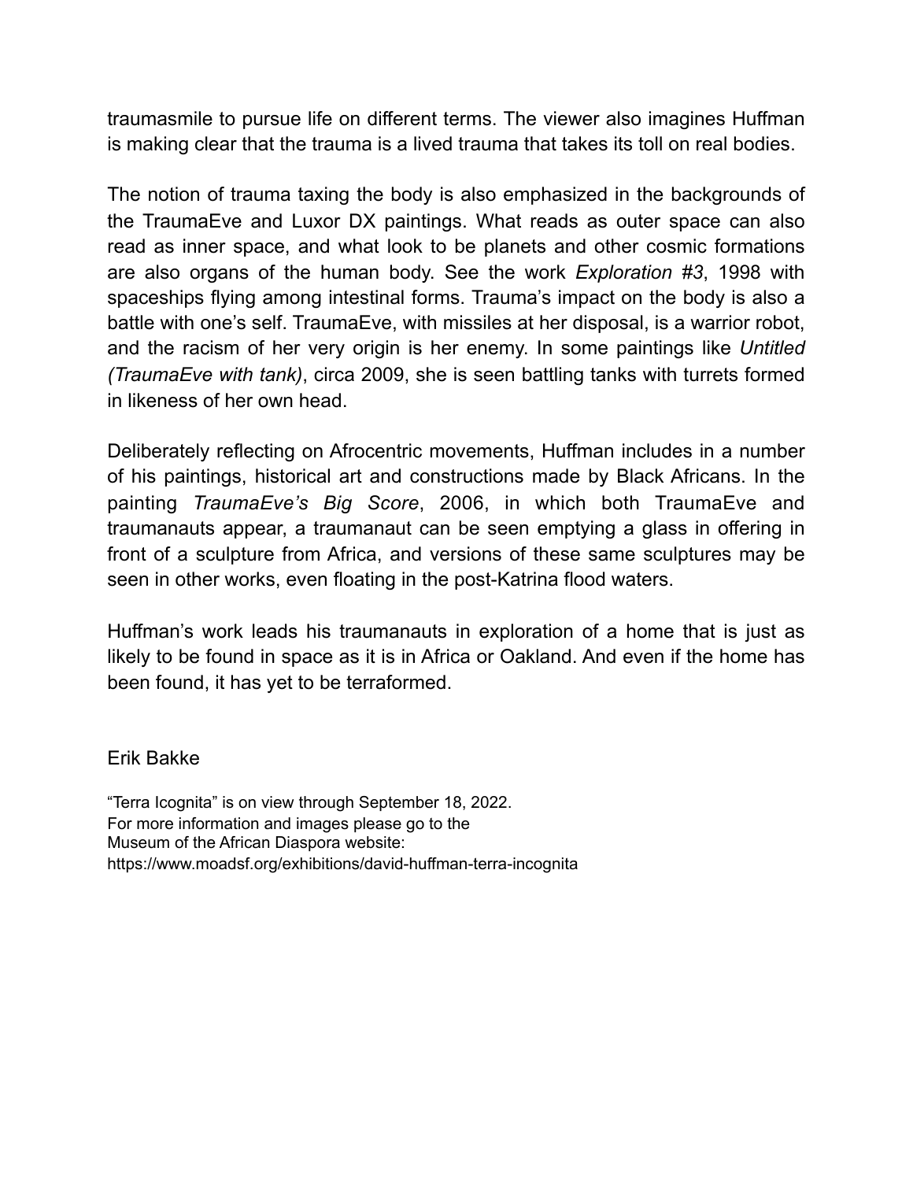traumasmile to pursue life on different terms. The viewer also imagines Huffman is making clear that the trauma is a lived trauma that takes its toll on real bodies.

The notion of trauma taxing the body is also emphasized in the backgrounds of the TraumaEve and Luxor DX paintings. What reads as outer space can also read as inner space, and what look to be planets and other cosmic formations are also organs of the human body. See the work *Exploration #3*, 1998 with spaceships flying among intestinal forms. Trauma's impact on the body is also a battle with one's self. TraumaEve, with missiles at her disposal, is a warrior robot, and the racism of her very origin is her enemy. In some paintings like *Untitled (TraumaEve with tank)*, circa 2009, she is seen battling tanks with turrets formed in likeness of her own head.

Deliberately reflecting on Afrocentric movements, Huffman includes in a number of his paintings, historical art and constructions made by Black Africans. In the painting *TraumaEve's Big Score*, 2006, in which both TraumaEve and traumanauts appear, a traumanaut can be seen emptying a glass in offering in front of a sculpture from Africa, and versions of these same sculptures may be seen in other works, even floating in the post-Katrina flood waters.

Huffman's work leads his traumanauts in exploration of a home that is just as likely to be found in space as it is in Africa or Oakland. And even if the home has been found, it has yet to be terraformed.

Erik Bakke

"Terra Icognita" is on view through September 18, 2022.
For more information and images please go to the
Museum of the African Diaspora website:
https://www.moadsf.org/exhibitions/david-huffman-terra-incognita